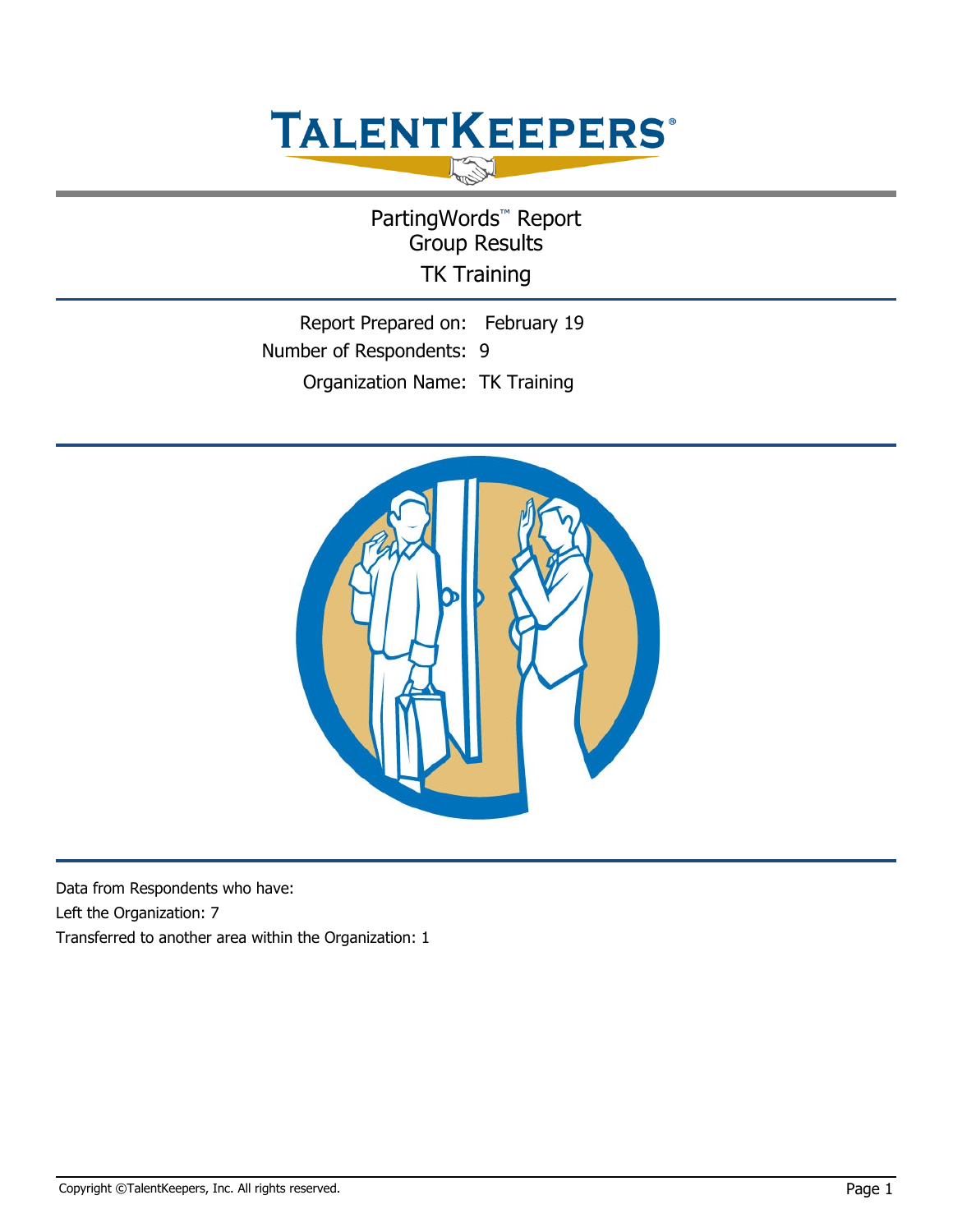# TALENTKEEPERS®

## PartingWords™ Report
## Group Results
## TK Training

Report Prepared on: February 19

Number of Respondents: 9

Organization Name: TK Training

Data from Respondents who have:

Left the Organization: 7

Transferred to another area within the Organization: 1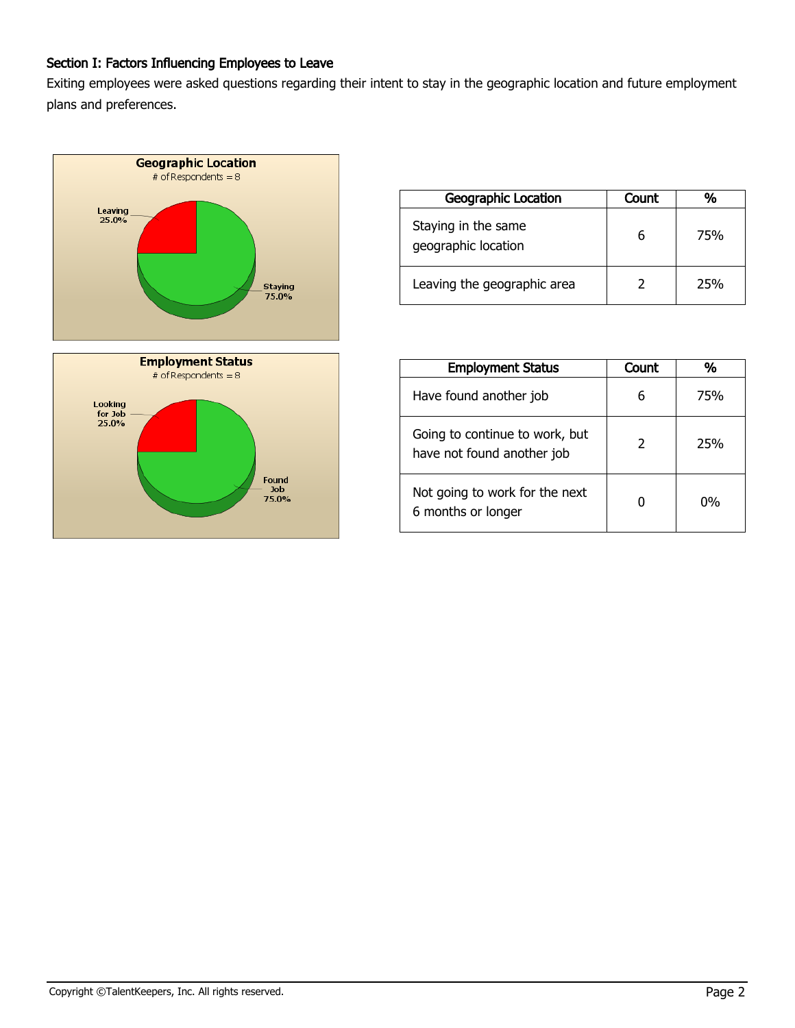### Section I: Factors Influencing Employees to Leave

Exiting employees were asked questions regarding their intent to stay in the geographic location and future employment plans and preferences.

| Geographic Location | Count | % |
|---|---|---|
| Staying in the same geographic location | 6 | 75% |
| Leaving the geographic area | 2 | 25% |

| Employment Status | Count | % |
|---|---|---|
| Have found another job | 6 | 75% |
| Going to continue to work, but have not found another job | 2 | 25% |
| Not going to work for the next 6 months or longer | 0 | 0% |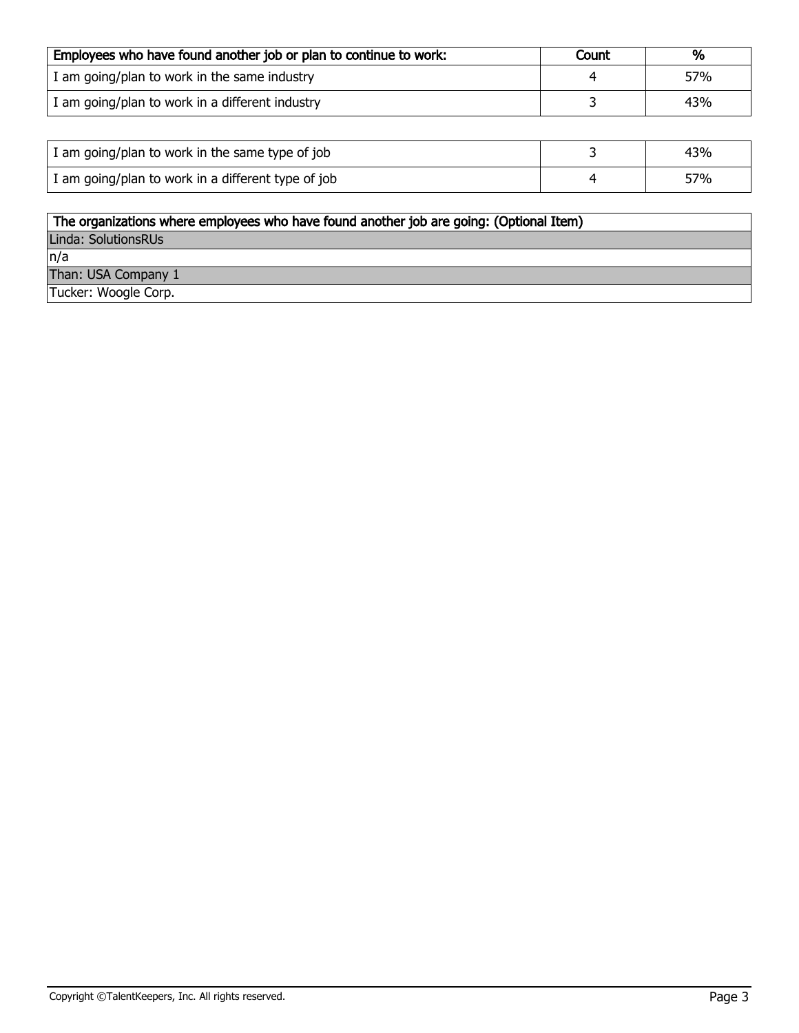| Employees who have found another job or plan to continue to work: | Count | % |
|---|---|---|
| I am going/plan to work in the same industry | 4 | 57% |
| I am going/plan to work in a different industry | 3 | 43% |

| | | |
|---|---|---|
| I am going/plan to work in the same type of job | 3 | 43% |
| I am going/plan to work in a different type of job | 4 | 57% |

| The organizations where employees who have found another job are going: (Optional Item) |
|---|
| Linda: SolutionsRUs |
| n/a |
| Than: USA Company 1 |
| Tucker: Woogle Corp. |

Copyright ©TalentKeepers, Inc. All rights reserved.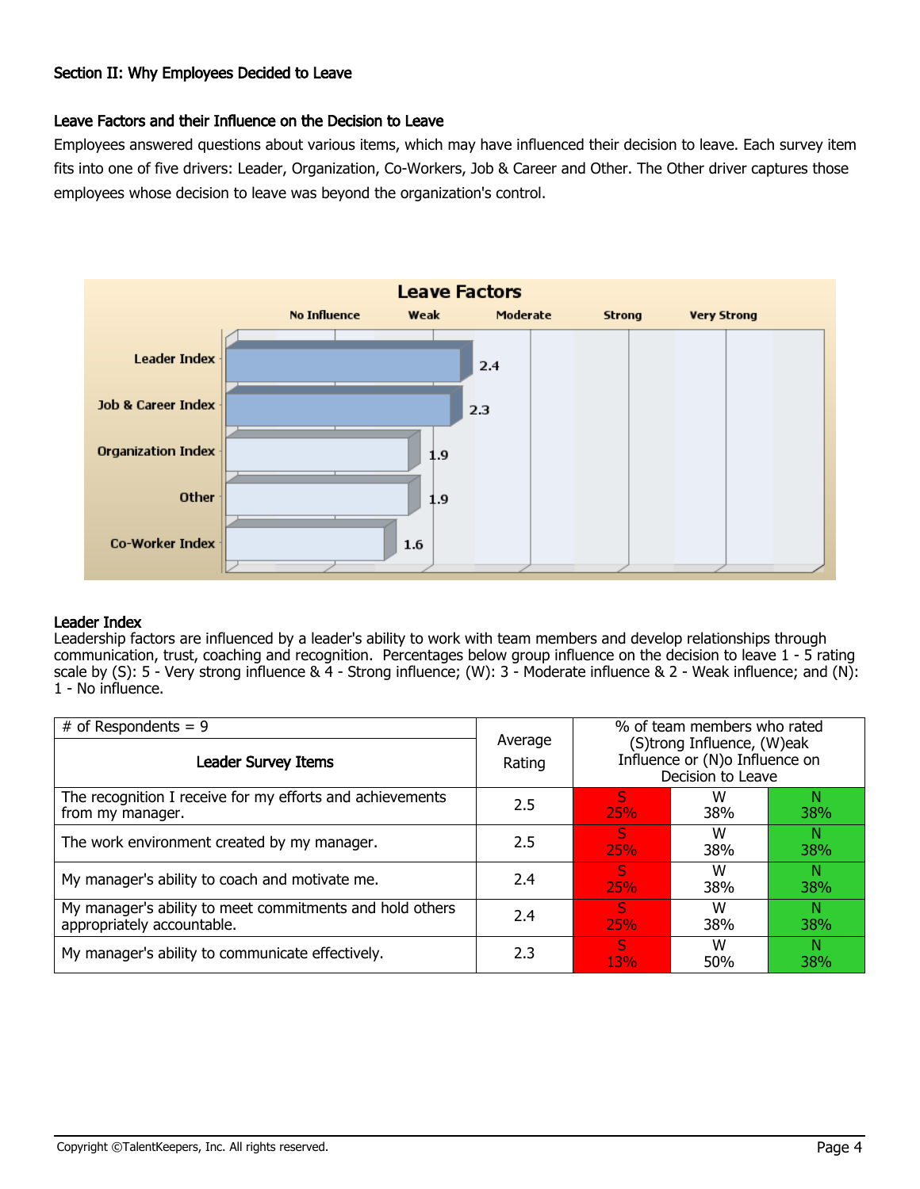## Section II: Why Employees Decided to Leave

### Leave Factors and their Influence on the Decision to Leave

Employees answered questions about various items, which may have influenced their decision to leave. Each survey item fits into one of five drivers: Leader, Organization, Co-Workers, Job & Career and Other. The Other driver captures those employees whose decision to leave was beyond the organization's control.

**Leave Factors**

| Factor | Rating |
|---|---|
| Leader Index | 2.4 |
| Job & Career Index | 2.3 |
| Organization Index | 1.9 |
| Other | 1.9 |
| Co-Worker Index | 1.6 |

Scale: No Influence, Weak, Moderate, Strong, Very Strong

### Leader Index

Leadership factors are influenced by a leader's ability to work with team members and develop relationships through communication, trust, coaching and recognition. Percentages below group influence on the decision to leave 1 - 5 rating scale by (S): 5 - Very strong influence & 4 - Strong influence; (W): 3 - Moderate influence & 2 - Weak influence; and (N): 1 - No influence.

| # of Respondents = 9<br>Leader Survey Items | Average Rating | % of team members who rated (S)trong Influence, (W)eak Influence or (N)o Influence on Decision to Leave | | |
|---|---|---|---|---|
| | | S | W | N |
| The recognition I receive for my efforts and achievements from my manager. | 2.5 | 25% | 38% | 38% |
| The work environment created by my manager. | 2.5 | 25% | 38% | 38% |
| My manager's ability to coach and motivate me. | 2.4 | 25% | 38% | 38% |
| My manager's ability to meet commitments and hold others appropriately accountable. | 2.4 | 25% | 38% | 38% |
| My manager's ability to communicate effectively. | 2.3 | 13% | 50% | 38% |

Copyright ©TalentKeepers, Inc. All rights reserved.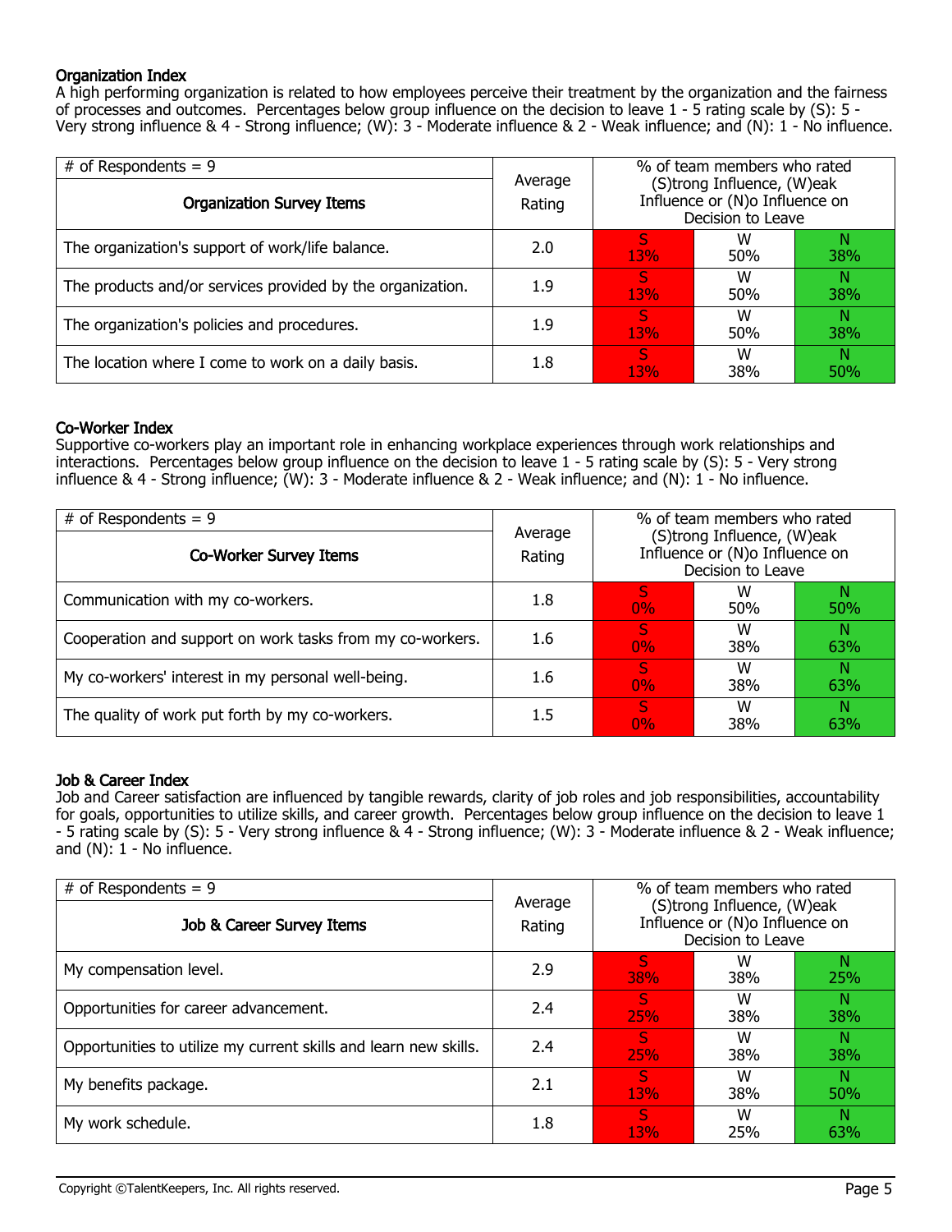### Organization Index

A high performing organization is related to how employees perceive their treatment by the organization and the fairness of processes and outcomes. Percentages below group influence on the decision to leave 1 - 5 rating scale by (S): 5 - Very strong influence & 4 - Strong influence; (W): 3 - Moderate influence & 2 - Weak influence; and (N): 1 - No influence.

| # of Respondents = 9 | Average Rating | % of team members who rated (S)trong Influence, (W)eak Influence or (N)o Influence on Decision to Leave | | |
|---|---|---|---|---|
| **Organization Survey Items** | | | | |
| The organization's support of work/life balance. | 2.0 | S 13% | W 50% | N 38% |
| The products and/or services provided by the organization. | 1.9 | S 13% | W 50% | N 38% |
| The organization's policies and procedures. | 1.9 | S 13% | W 50% | N 38% |
| The location where I come to work on a daily basis. | 1.8 | S 13% | W 38% | N 50% |

### Co-Worker Index

Supportive co-workers play an important role in enhancing workplace experiences through work relationships and interactions. Percentages below group influence on the decision to leave 1 - 5 rating scale by (S): 5 - Very strong influence & 4 - Strong influence; (W): 3 - Moderate influence & 2 - Weak influence; and (N): 1 - No influence.

| # of Respondents = 9 | Average Rating | % of team members who rated (S)trong Influence, (W)eak Influence or (N)o Influence on Decision to Leave | | |
|---|---|---|---|---|
| **Co-Worker Survey Items** | | | | |
| Communication with my co-workers. | 1.8 | S 0% | W 50% | N 50% |
| Cooperation and support on work tasks from my co-workers. | 1.6 | S 0% | W 38% | N 63% |
| My co-workers' interest in my personal well-being. | 1.6 | S 0% | W 38% | N 63% |
| The quality of work put forth by my co-workers. | 1.5 | S 0% | W 38% | N 63% |

### Job & Career Index

Job and Career satisfaction are influenced by tangible rewards, clarity of job roles and job responsibilities, accountability for goals, opportunities to utilize skills, and career growth. Percentages below group influence on the decision to leave 1 - 5 rating scale by (S): 5 - Very strong influence & 4 - Strong influence; (W): 3 - Moderate influence & 2 - Weak influence; and (N): 1 - No influence.

| # of Respondents = 9 | Average Rating | % of team members who rated (S)trong Influence, (W)eak Influence or (N)o Influence on Decision to Leave | | |
|---|---|---|---|---|
| **Job & Career Survey Items** | | | | |
| My compensation level. | 2.9 | S 38% | W 38% | N 25% |
| Opportunities for career advancement. | 2.4 | S 25% | W 38% | N 38% |
| Opportunities to utilize my current skills and learn new skills. | 2.4 | S 25% | W 38% | N 38% |
| My benefits package. | 2.1 | S 13% | W 38% | N 50% |
| My work schedule. | 1.8 | S 13% | W 25% | N 63% |

Copyright ©TalentKeepers, Inc. All rights reserved.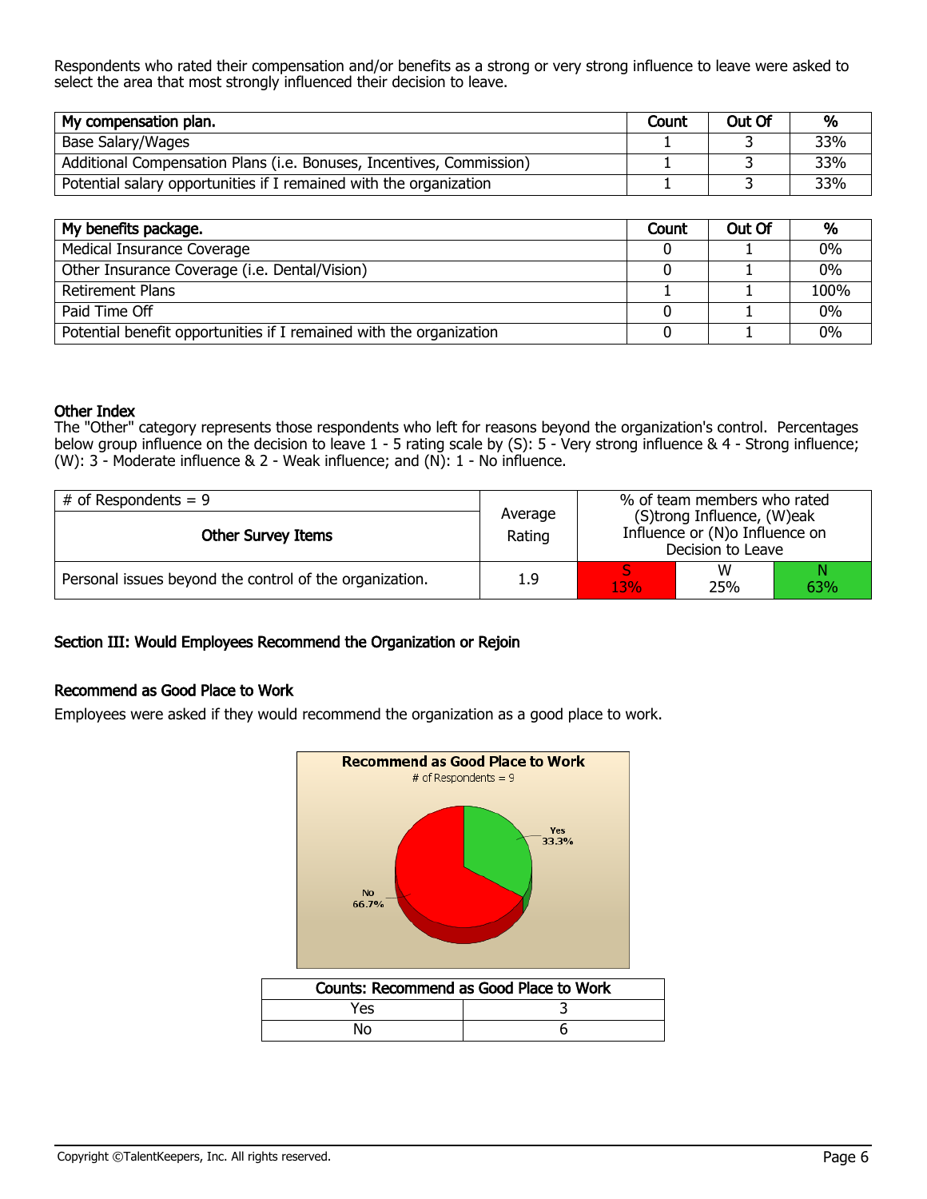Respondents who rated their compensation and/or benefits as a strong or very strong influence to leave were asked to select the area that most strongly influenced their decision to leave.

| My compensation plan. | Count | Out Of | % |
|---|---|---|---|
| Base Salary/Wages | 1 | 3 | 33% |
| Additional Compensation Plans (i.e. Bonuses, Incentives, Commission) | 1 | 3 | 33% |
| Potential salary opportunities if I remained with the organization | 1 | 3 | 33% |

| My benefits package. | Count | Out Of | % |
|---|---|---|---|
| Medical Insurance Coverage | 0 | 1 | 0% |
| Other Insurance Coverage (i.e. Dental/Vision) | 0 | 1 | 0% |
| Retirement Plans | 1 | 1 | 100% |
| Paid Time Off | 0 | 1 | 0% |
| Potential benefit opportunities if I remained with the organization | 0 | 1 | 0% |

**Other Index**

The "Other" category represents those respondents who left for reasons beyond the organization's control. Percentages below group influence on the decision to leave 1 - 5 rating scale by (S): 5 - Very strong influence & 4 - Strong influence; (W): 3 - Moderate influence & 2 - Weak influence; and (N): 1 - No influence.

| # of Respondents = 9 | Average Rating | % of team members who rated (S)trong Influence, (W)eak Influence or (N)o Influence on Decision to Leave | | |
|---|---|---|---|---|
| **Other Survey Items** | | S | W | N |
| Personal issues beyond the control of the organization. | 1.9 | 13% | 25% | 63% |

## Section III: Would Employees Recommend the Organization or Rejoin

### Recommend as Good Place to Work

Employees were asked if they would recommend the organization as a good place to work.

**Recommend as Good Place to Work**
# of Respondents = 9

Yes 33.3%
No 66.7%

| Counts: Recommend as Good Place to Work | |
|---|---|
| Yes | 3 |
| No | 6 |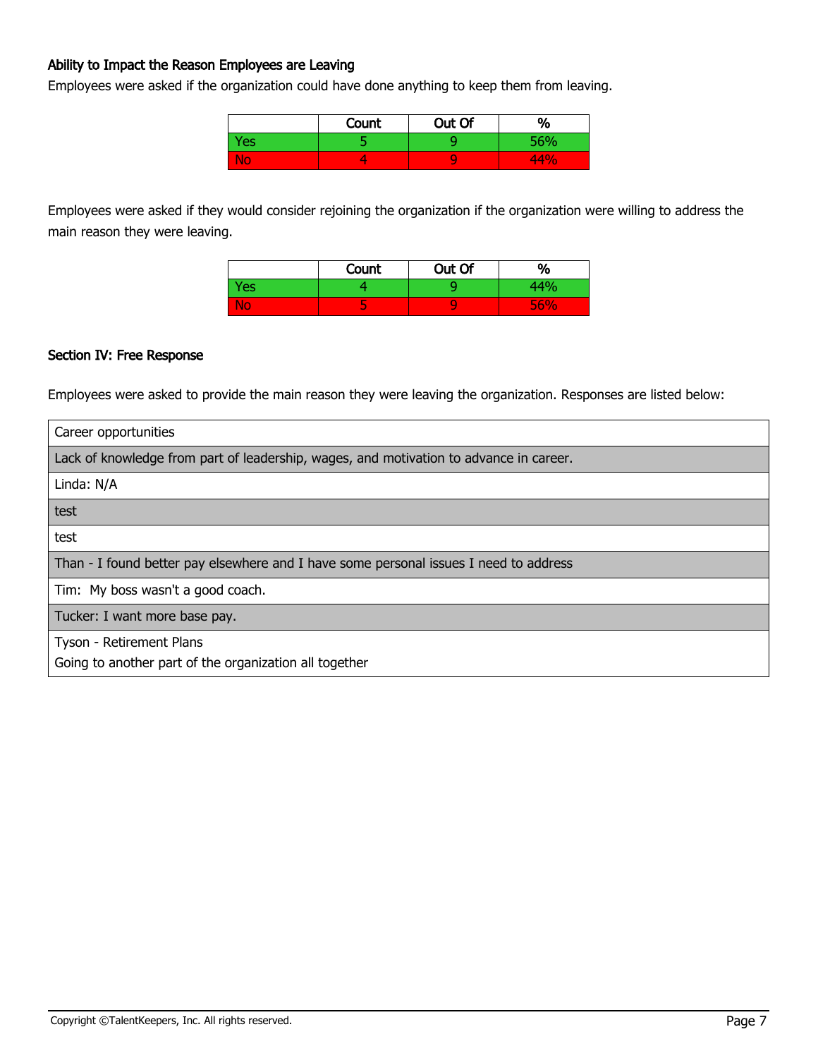### Ability to Impact the Reason Employees are Leaving

Employees were asked if the organization could have done anything to keep them from leaving.

| | Count | Out Of | % |
|---|---|---|---|
| Yes | 5 | 9 | 56% |
| No | 4 | 9 | 44% |

Employees were asked if they would consider rejoining the organization if the organization were willing to address the main reason they were leaving.

| | Count | Out Of | % |
|---|---|---|---|
| Yes | 4 | 9 | 44% |
| No | 5 | 9 | 56% |

### Section IV: Free Response

Employees were asked to provide the main reason they were leaving the organization. Responses are listed below:

| |
|---|
| Career opportunities |
| Lack of knowledge from part of leadership, wages, and motivation to advance in career. |
| Linda: N/A |
| test |
| test |
| Than - I found better pay elsewhere and I have some personal issues I need to address |
| Tim:  My boss wasn't a good coach. |
| Tucker: I want more base pay. |
| Tyson - Retirement Plans<br>Going to another part of the organization all together |